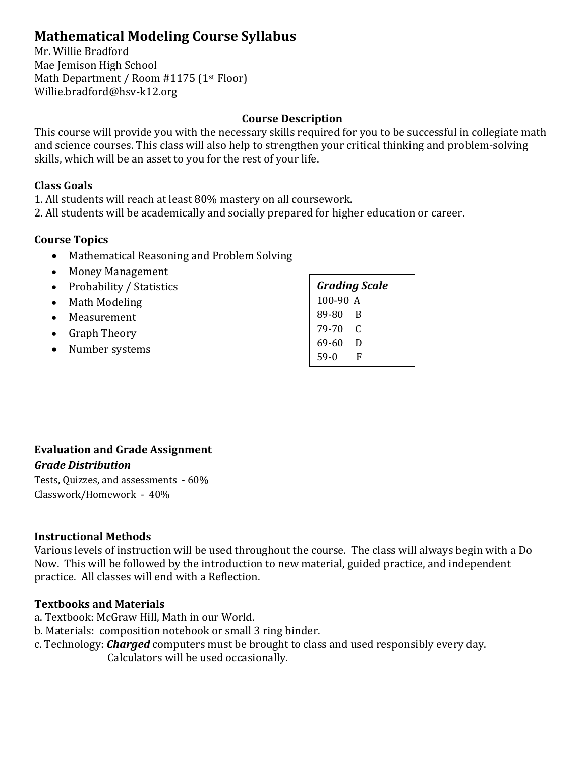# Mathematical Modeling Course Syllabus

Mr. Willie Bradford
Mae Jemison High School
Math Department / Room #1175 (1st Floor)
Willie.bradford@hsv-k12.org

### Course Description

This course will provide you with the necessary skills required for you to be successful in collegiate math and science courses. This class will also help to strengthen your critical thinking and problem-solving skills, which will be an asset to you for the rest of your life.

### Class Goals

1. All students will reach at least 80% mastery on all coursework.
2. All students will be academically and socially prepared for higher education or career.

### Course Topics

- Mathematical Reasoning and Problem Solving
- Money Management
- Probability / Statistics
- Math Modeling
- Measurement
- Graph Theory
- Number systems

| ***Grading Scale*** | |
|---|---|
| 100-90 | A |
| 89-80 | B |
| 79-70 | C |
| 69-60 | D |
| 59-0 | F |

### Evaluation and Grade Assignment

***Grade Distribution***

Tests, Quizzes, and assessments - 60%
Classwork/Homework - 40%

### Instructional Methods

Various levels of instruction will be used throughout the course. The class will always begin with a Do Now. This will be followed by the introduction to new material, guided practice, and independent practice. All classes will end with a Reflection.

### Textbooks and Materials

a. Textbook: McGraw Hill, Math in our World.
b. Materials: composition notebook or small 3 ring binder.
c. Technology: ***Charged*** computers must be brought to class and used responsibly every day. Calculators will be used occasionally.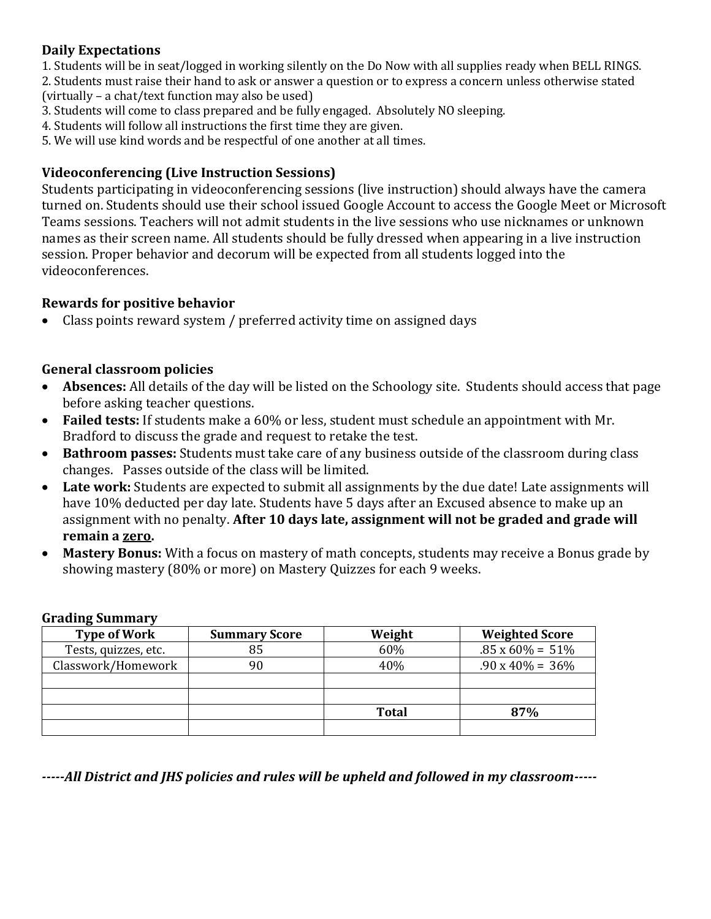### Daily Expectations

1. Students will be in seat/logged in working silently on the Do Now with all supplies ready when BELL RINGS.
2. Students must raise their hand to ask or answer a question or to express a concern unless otherwise stated (virtually – a chat/text function may also be used)
3. Students will come to class prepared and be fully engaged. Absolutely NO sleeping.
4. Students will follow all instructions the first time they are given.
5. We will use kind words and be respectful of one another at all times.

### Videoconferencing (Live Instruction Sessions)

Students participating in videoconferencing sessions (live instruction) should always have the camera turned on. Students should use their school issued Google Account to access the Google Meet or Microsoft Teams sessions. Teachers will not admit students in the live sessions who use nicknames or unknown names as their screen name. All students should be fully dressed when appearing in a live instruction session. Proper behavior and decorum will be expected from all students logged into the videoconferences.

### Rewards for positive behavior

- Class points reward system / preferred activity time on assigned days

### General classroom policies

- **Absences:** All details of the day will be listed on the Schoology site. Students should access that page before asking teacher questions.
- **Failed tests:** If students make a 60% or less, student must schedule an appointment with Mr. Bradford to discuss the grade and request to retake the test.
- **Bathroom passes:** Students must take care of any business outside of the classroom during class changes. Passes outside of the class will be limited.
- **Late work:** Students are expected to submit all assignments by the due date! Late assignments will have 10% deducted per day late. Students have 5 days after an Excused absence to make up an assignment with no penalty. **After 10 days late, assignment will not be graded and grade will remain a <u>zero</u>.**
- **Mastery Bonus:** With a focus on mastery of math concepts, students may receive a Bonus grade by showing mastery (80% or more) on Mastery Quizzes for each 9 weeks.

### Grading Summary

| Type of Work | Summary Score | Weight | Weighted Score |
|---|---|---|---|
| Tests, quizzes, etc. | 85 | 60% | .85 x 60% = 51% |
| Classwork/Homework | 90 | 40% | .90 x 40% = 36% |
| | | | |
| | | | |
| | | **Total** | **87%** |
| | | | |

***-----All District and JHS policies and rules will be upheld and followed in my classroom-----***